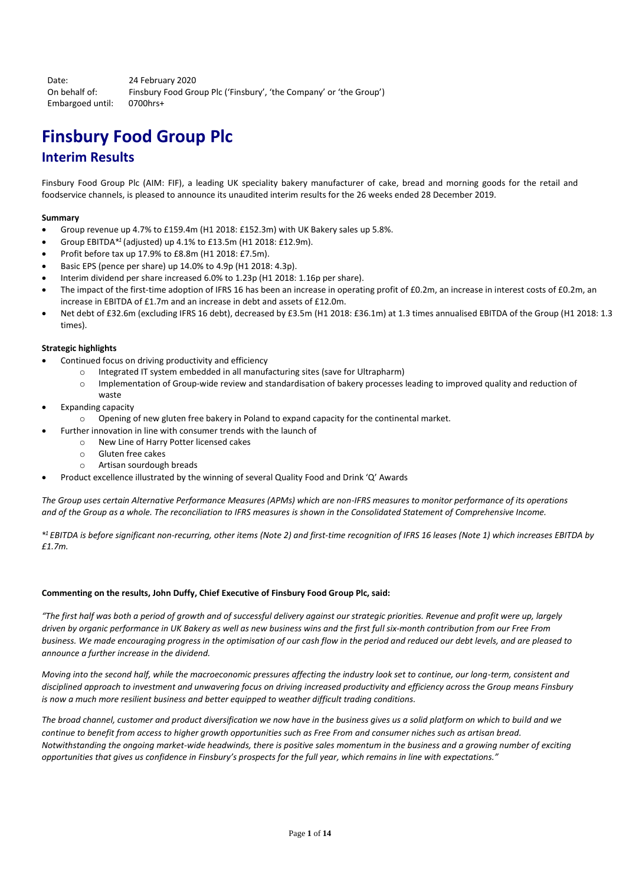| | |
|---|---|
| Date: | 24 February 2020 |
| On behalf of: | Finsbury Food Group Plc ('Finsbury', 'the Company' or 'the Group') |
| Embargoed until: | 0700hrs+ |

# Finsbury Food Group Plc

## Interim Results

Finsbury Food Group Plc (AIM: FIF), a leading UK speciality bakery manufacturer of cake, bread and morning goods for the retail and foodservice channels, is pleased to announce its unaudited interim results for the 26 weeks ended 28 December 2019.

**Summary**

- Group revenue up 4.7% to £159.4m (H1 2018: £152.3m) with UK Bakery sales up 5.8%.
- Group EBITDA*[1] (adjusted) up 4.1% to £13.5m (H1 2018: £12.9m).
- Profit before tax up 17.9% to £8.8m (H1 2018: £7.5m).
- Basic EPS (pence per share) up 14.0% to 4.9p (H1 2018: 4.3p).
- Interim dividend per share increased 6.0% to 1.23p (H1 2018: 1.16p per share).
- The impact of the first-time adoption of IFRS 16 has been an increase in operating profit of £0.2m, an increase in interest costs of £0.2m, an increase in EBITDA of £1.7m and an increase in debt and assets of £12.0m.
- Net debt of £32.6m (excluding IFRS 16 debt), decreased by £3.5m (H1 2018: £36.1m) at 1.3 times annualised EBITDA of the Group (H1 2018: 1.3 times).

**Strategic highlights**

- Continued focus on driving productivity and efficiency
  - Integrated IT system embedded in all manufacturing sites (save for Ultrapharm)
  - Implementation of Group-wide review and standardisation of bakery processes leading to improved quality and reduction of waste
- Expanding capacity
  - Opening of new gluten free bakery in Poland to expand capacity for the continental market.
- Further innovation in line with consumer trends with the launch of
  - New Line of Harry Potter licensed cakes
  - Gluten free cakes
  - Artisan sourdough breads
- Product excellence illustrated by the winning of several Quality Food and Drink 'Q' Awards

*The Group uses certain Alternative Performance Measures (APMs) which are non-IFRS measures to monitor performance of its operations and of the Group as a whole. The reconciliation to IFRS measures is shown in the Consolidated Statement of Comprehensive Income.*

*\*[1] EBITDA is before significant non-recurring, other items (Note 2) and first-time recognition of IFRS 16 leases (Note 1) which increases EBITDA by £1.7m.*

**Commenting on the results, John Duffy, Chief Executive of Finsbury Food Group Plc, said:**

*"The first half was both a period of growth and of successful delivery against our strategic priorities. Revenue and profit were up, largely driven by organic performance in UK Bakery as well as new business wins and the first full six-month contribution from our Free From business. We made encouraging progress in the optimisation of our cash flow in the period and reduced our debt levels, and are pleased to announce a further increase in the dividend.*

*Moving into the second half, while the macroeconomic pressures affecting the industry look set to continue, our long-term, consistent and disciplined approach to investment and unwavering focus on driving increased productivity and efficiency across the Group means Finsbury is now a much more resilient business and better equipped to weather difficult trading conditions.*

*The broad channel, customer and product diversification we now have in the business gives us a solid platform on which to build and we continue to benefit from access to higher growth opportunities such as Free From and consumer niches such as artisan bread. Notwithstanding the ongoing market-wide headwinds, there is positive sales momentum in the business and a growing number of exciting opportunities that gives us confidence in Finsbury's prospects for the full year, which remains in line with expectations."*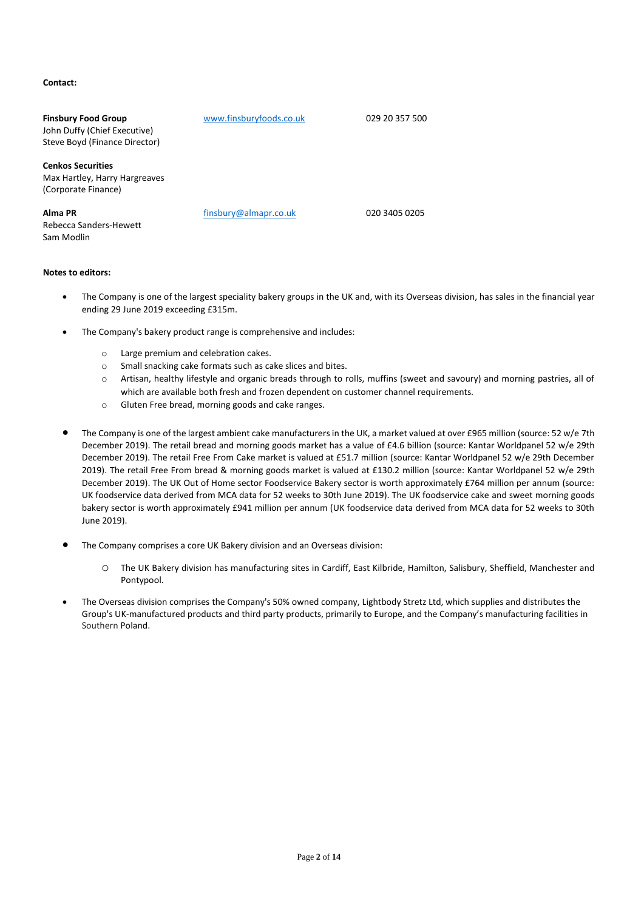**Contact:**

| | | |
|---|---|---|
| **Finsbury Food Group**<br>John Duffy (Chief Executive)<br>Steve Boyd (Finance Director) | www.finsburyfoods.co.uk | 029 20 357 500 |
| **Cenkos Securities**<br>Max Hartley, Harry Hargreaves<br>(Corporate Finance) | | |
| **Alma PR**<br>Rebecca Sanders-Hewett<br>Sam Modlin | finsbury@almapr.co.uk | 020 3405 0205 |

**Notes to editors:**

- The Company is one of the largest speciality bakery groups in the UK and, with its Overseas division, has sales in the financial year ending 29 June 2019 exceeding £315m.

- The Company's bakery product range is comprehensive and includes:

  - Large premium and celebration cakes.
  - Small snacking cake formats such as cake slices and bites.
  - Artisan, healthy lifestyle and organic breads through to rolls, muffins (sweet and savoury) and morning pastries, all of which are available both fresh and frozen dependent on customer channel requirements.
  - Gluten Free bread, morning goods and cake ranges.

- The Company is one of the largest ambient cake manufacturers in the UK, a market valued at over £965 million (source: 52 w/e 7th December 2019). The retail bread and morning goods market has a value of £4.6 billion (source: Kantar Worldpanel 52 w/e 29th December 2019). The retail Free From Cake market is valued at £51.7 million (source: Kantar Worldpanel 52 w/e 29th December 2019). The retail Free From bread & morning goods market is valued at £130.2 million (source: Kantar Worldpanel 52 w/e 29th December 2019). The UK Out of Home sector Foodservice Bakery sector is worth approximately £764 million per annum (source: UK foodservice data derived from MCA data for 52 weeks to 30th June 2019). The UK foodservice cake and sweet morning goods bakery sector is worth approximately £941 million per annum (UK foodservice data derived from MCA data for 52 weeks to 30th June 2019).

- The Company comprises a core UK Bakery division and an Overseas division:

  - The UK Bakery division has manufacturing sites in Cardiff, East Kilbride, Hamilton, Salisbury, Sheffield, Manchester and Pontypool.

- The Overseas division comprises the Company's 50% owned company, Lightbody Stretz Ltd, which supplies and distributes the Group's UK-manufactured products and third party products, primarily to Europe, and the Company's manufacturing facilities in Southern Poland.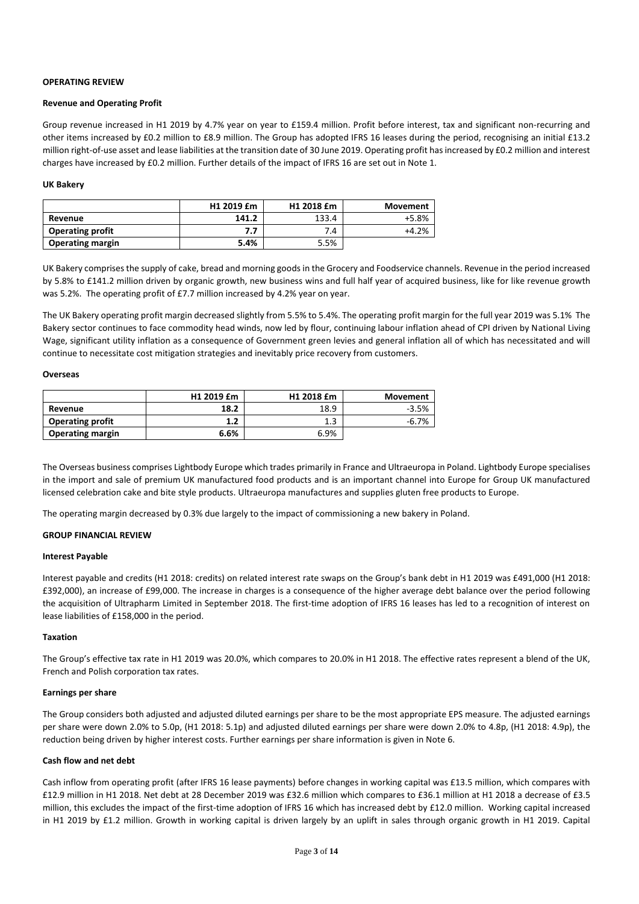## OPERATING REVIEW

### Revenue and Operating Profit

Group revenue increased in H1 2019 by 4.7% year on year to £159.4 million. Profit before interest, tax and significant non-recurring and other items increased by £0.2 million to £8.9 million. The Group has adopted IFRS 16 leases during the period, recognising an initial £13.2 million right-of-use asset and lease liabilities at the transition date of 30 June 2019. Operating profit has increased by £0.2 million and interest charges have increased by £0.2 million. Further details of the impact of IFRS 16 are set out in Note 1.

### UK Bakery

| | H1 2019 £m | H1 2018 £m | Movement |
|---|---|---|---|
| **Revenue** | **141.2** | 133.4 | +5.8% |
| **Operating profit** | **7.7** | 7.4 | +4.2% |
| **Operating margin** | **5.4%** | 5.5% | |

UK Bakery comprises the supply of cake, bread and morning goods in the Grocery and Foodservice channels. Revenue in the period increased by 5.8% to £141.2 million driven by organic growth, new business wins and full half year of acquired business, like for like revenue growth was 5.2%. The operating profit of £7.7 million increased by 4.2% year on year.

The UK Bakery operating profit margin decreased slightly from 5.5% to 5.4%. The operating profit margin for the full year 2019 was 5.1% The Bakery sector continues to face commodity head winds, now led by flour, continuing labour inflation ahead of CPI driven by National Living Wage, significant utility inflation as a consequence of Government green levies and general inflation all of which has necessitated and will continue to necessitate cost mitigation strategies and inevitably price recovery from customers.

### Overseas

| | H1 2019 £m | H1 2018 £m | Movement |
|---|---|---|---|
| **Revenue** | **18.2** | 18.9 | -3.5% |
| **Operating profit** | **1.2** | 1.3 | -6.7% |
| **Operating margin** | **6.6%** | 6.9% | |

The Overseas business comprises Lightbody Europe which trades primarily in France and Ultraeuropa in Poland. Lightbody Europe specialises in the import and sale of premium UK manufactured food products and is an important channel into Europe for Group UK manufactured licensed celebration cake and bite style products. Ultraeuropa manufactures and supplies gluten free products to Europe.

The operating margin decreased by 0.3% due largely to the impact of commissioning a new bakery in Poland.

## GROUP FINANCIAL REVIEW

### Interest Payable

Interest payable and credits (H1 2018: credits) on related interest rate swaps on the Group's bank debt in H1 2019 was £491,000 (H1 2018: £392,000), an increase of £99,000. The increase in charges is a consequence of the higher average debt balance over the period following the acquisition of Ultrapharm Limited in September 2018. The first-time adoption of IFRS 16 leases has led to a recognition of interest on lease liabilities of £158,000 in the period.

### Taxation

The Group's effective tax rate in H1 2019 was 20.0%, which compares to 20.0% in H1 2018. The effective rates represent a blend of the UK, French and Polish corporation tax rates.

### Earnings per share

The Group considers both adjusted and adjusted diluted earnings per share to be the most appropriate EPS measure. The adjusted earnings per share were down 2.0% to 5.0p, (H1 2018: 5.1p) and adjusted diluted earnings per share were down 2.0% to 4.8p, (H1 2018: 4.9p), the reduction being driven by higher interest costs. Further earnings per share information is given in Note 6.

### Cash flow and net debt

Cash inflow from operating profit (after IFRS 16 lease payments) before changes in working capital was £13.5 million, which compares with £12.9 million in H1 2018. Net debt at 28 December 2019 was £32.6 million which compares to £36.1 million at H1 2018 a decrease of £3.5 million, this excludes the impact of the first-time adoption of IFRS 16 which has increased debt by £12.0 million. Working capital increased in H1 2019 by £1.2 million. Growth in working capital is driven largely by an uplift in sales through organic growth in H1 2019. Capital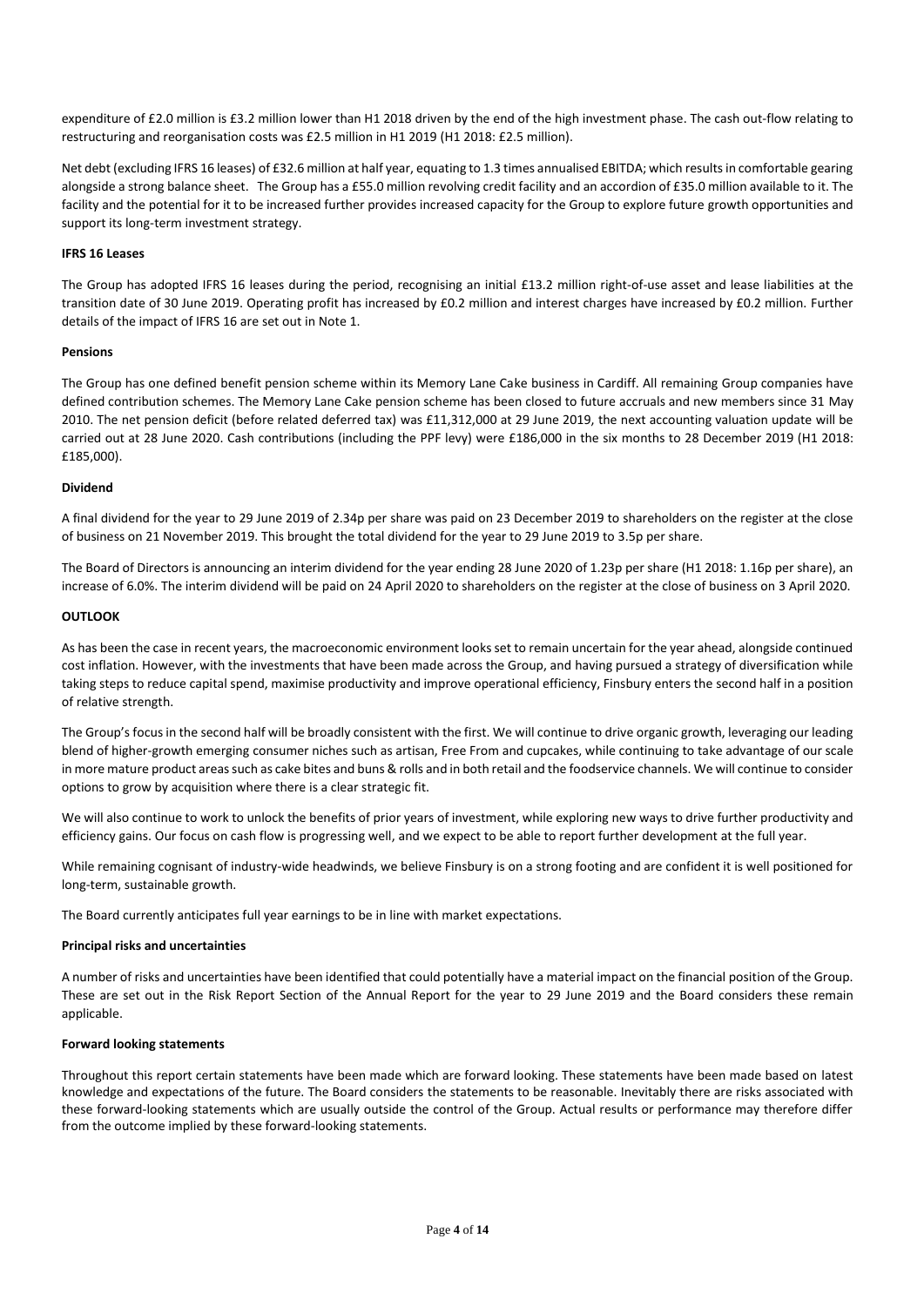expenditure of £2.0 million is £3.2 million lower than H1 2018 driven by the end of the high investment phase. The cash out-flow relating to restructuring and reorganisation costs was £2.5 million in H1 2019 (H1 2018: £2.5 million).

Net debt (excluding IFRS 16 leases) of £32.6 million at half year, equating to 1.3 times annualised EBITDA; which results in comfortable gearing alongside a strong balance sheet. The Group has a £55.0 million revolving credit facility and an accordion of £35.0 million available to it. The facility and the potential for it to be increased further provides increased capacity for the Group to explore future growth opportunities and support its long-term investment strategy.

**IFRS 16 Leases**

The Group has adopted IFRS 16 leases during the period, recognising an initial £13.2 million right-of-use asset and lease liabilities at the transition date of 30 June 2019. Operating profit has increased by £0.2 million and interest charges have increased by £0.2 million. Further details of the impact of IFRS 16 are set out in Note 1.

**Pensions**

The Group has one defined benefit pension scheme within its Memory Lane Cake business in Cardiff. All remaining Group companies have defined contribution schemes. The Memory Lane Cake pension scheme has been closed to future accruals and new members since 31 May 2010. The net pension deficit (before related deferred tax) was £11,312,000 at 29 June 2019, the next accounting valuation update will be carried out at 28 June 2020. Cash contributions (including the PPF levy) were £186,000 in the six months to 28 December 2019 (H1 2018: £185,000).

**Dividend**

A final dividend for the year to 29 June 2019 of 2.34p per share was paid on 23 December 2019 to shareholders on the register at the close of business on 21 November 2019. This brought the total dividend for the year to 29 June 2019 to 3.5p per share.

The Board of Directors is announcing an interim dividend for the year ending 28 June 2020 of 1.23p per share (H1 2018: 1.16p per share), an increase of 6.0%. The interim dividend will be paid on 24 April 2020 to shareholders on the register at the close of business on 3 April 2020.

## OUTLOOK

As has been the case in recent years, the macroeconomic environment looks set to remain uncertain for the year ahead, alongside continued cost inflation. However, with the investments that have been made across the Group, and having pursued a strategy of diversification while taking steps to reduce capital spend, maximise productivity and improve operational efficiency, Finsbury enters the second half in a position of relative strength.

The Group's focus in the second half will be broadly consistent with the first. We will continue to drive organic growth, leveraging our leading blend of higher-growth emerging consumer niches such as artisan, Free From and cupcakes, while continuing to take advantage of our scale in more mature product areas such as cake bites and buns & rolls and in both retail and the foodservice channels. We will continue to consider options to grow by acquisition where there is a clear strategic fit.

We will also continue to work to unlock the benefits of prior years of investment, while exploring new ways to drive further productivity and efficiency gains. Our focus on cash flow is progressing well, and we expect to be able to report further development at the full year.

While remaining cognisant of industry-wide headwinds, we believe Finsbury is on a strong footing and are confident it is well positioned for long-term, sustainable growth.

The Board currently anticipates full year earnings to be in line with market expectations.

**Principal risks and uncertainties**

A number of risks and uncertainties have been identified that could potentially have a material impact on the financial position of the Group. These are set out in the Risk Report Section of the Annual Report for the year to 29 June 2019 and the Board considers these remain applicable.

**Forward looking statements**

Throughout this report certain statements have been made which are forward looking. These statements have been made based on latest knowledge and expectations of the future. The Board considers the statements to be reasonable. Inevitably there are risks associated with these forward-looking statements which are usually outside the control of the Group. Actual results or performance may therefore differ from the outcome implied by these forward-looking statements.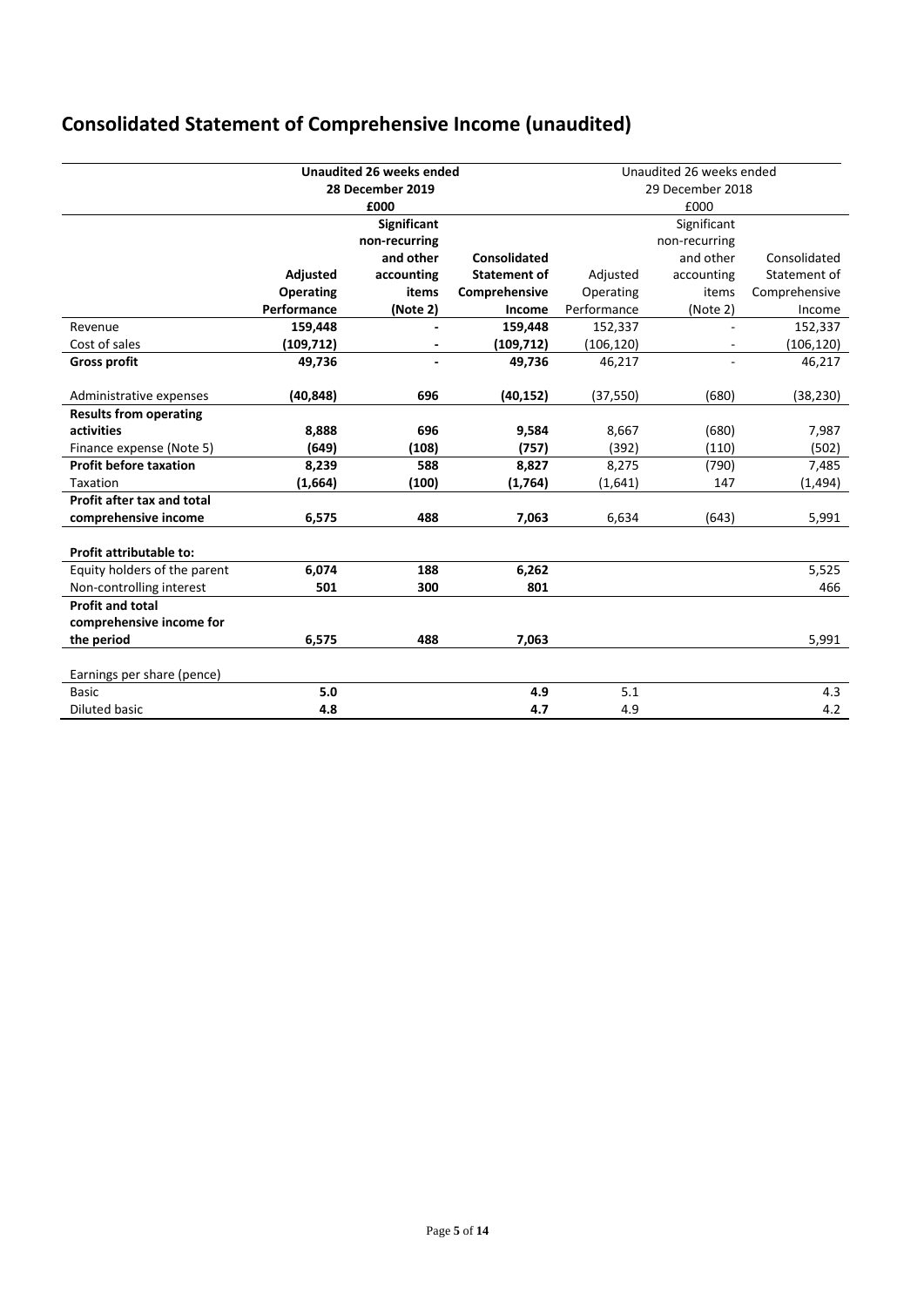# Consolidated Statement of Comprehensive Income (unaudited)

| | **Unaudited 26 weeks ended 28 December 2019 £000** | | | Unaudited 26 weeks ended 29 December 2018 £000 | | |
|---|---|---|---|---|---|---|
| | **Adjusted Operating Performance** | **Significant non-recurring and other accounting items (Note 2)** | **Consolidated Statement of Comprehensive Income** | Adjusted Operating Performance | Significant non-recurring and other accounting items (Note 2) | Consolidated Statement of Comprehensive Income |
| Revenue | **159,448** | **-** | **159,448** | 152,337 | - | 152,337 |
| Cost of sales | **(109,712)** | **-** | **(109,712)** | (106,120) | - | (106,120) |
| **Gross profit** | **49,736** | **-** | **49,736** | 46,217 | - | 46,217 |
| Administrative expenses | **(40,848)** | **696** | **(40,152)** | (37,550) | (680) | (38,230) |
| **Results from operating activities** | **8,888** | **696** | **9,584** | 8,667 | (680) | 7,987 |
| Finance expense (Note 5) | **(649)** | **(108)** | **(757)** | (392) | (110) | (502) |
| **Profit before taxation** | **8,239** | **588** | **8,827** | 8,275 | (790) | 7,485 |
| Taxation | **(1,664)** | **(100)** | **(1,764)** | (1,641) | 147 | (1,494) |
| **Profit after tax and total comprehensive income** | **6,575** | **488** | **7,063** | 6,634 | (643) | 5,991 |
| **Profit attributable to:** | | | | | | |
| Equity holders of the parent | **6,074** | **188** | **6,262** | | | 5,525 |
| Non-controlling interest | **501** | **300** | **801** | | | 466 |
| **Profit and total comprehensive income for the period** | **6,575** | **488** | **7,063** | | | 5,991 |
| Earnings per share (pence) | | | | | | |
| Basic | **5.0** | | **4.9** | 5.1 | | 4.3 |
| Diluted basic | **4.8** | | **4.7** | 4.9 | | 4.2 |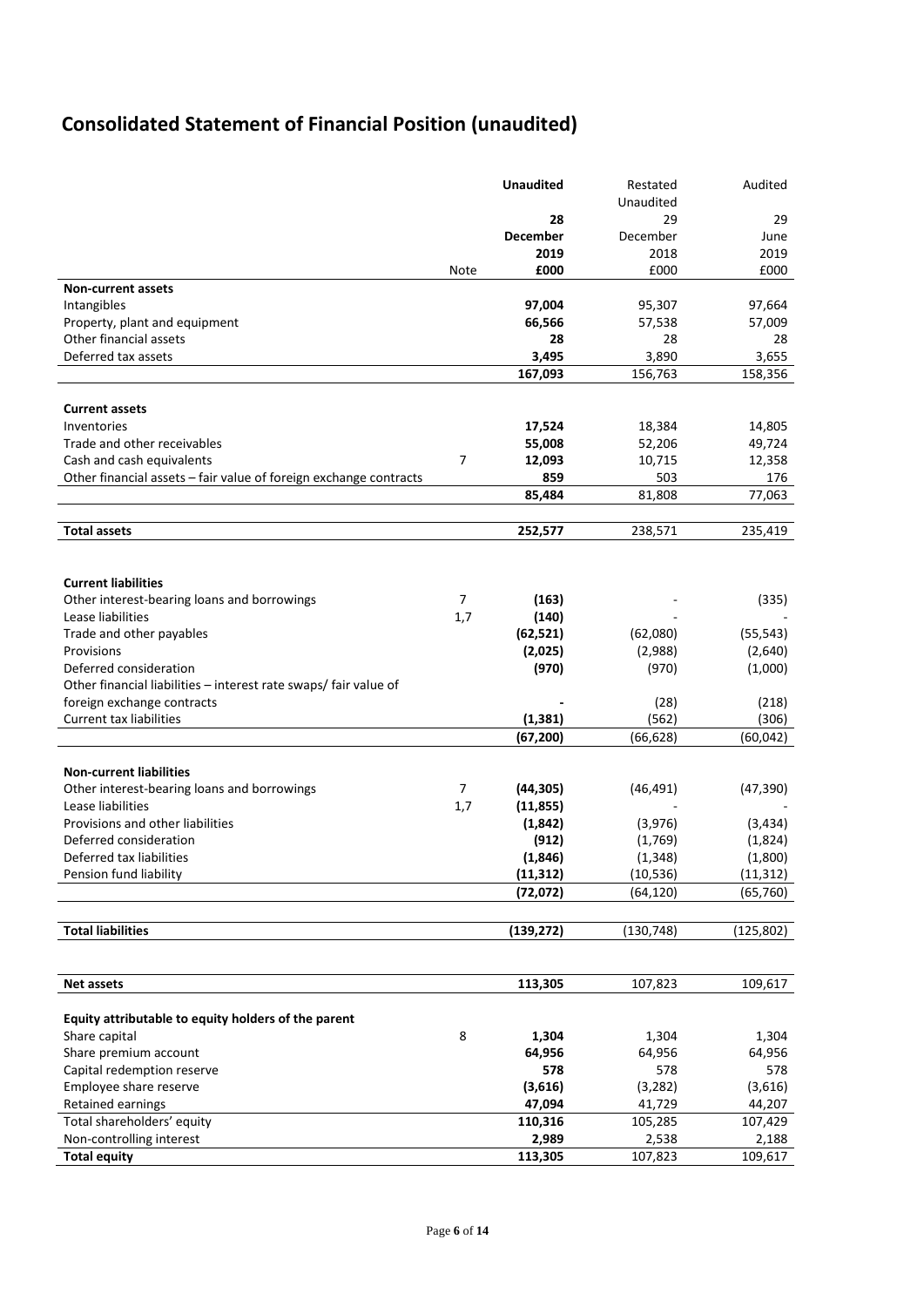# Consolidated Statement of Financial Position (unaudited)

| | Note | **Unaudited** **28 December 2019 £000** | Restated Unaudited 29 December 2018 £000 | Audited 29 June 2019 £000 |
|---|---|---|---|---|
| **Non-current assets** | | | | |
| Intangibles | | **97,004** | 95,307 | 97,664 |
| Property, plant and equipment | | **66,566** | 57,538 | 57,009 |
| Other financial assets | | **28** | 28 | 28 |
| Deferred tax assets | | **3,495** | 3,890 | 3,655 |
| | | **167,093** | 156,763 | 158,356 |
| **Current assets** | | | | |
| Inventories | | **17,524** | 18,384 | 14,805 |
| Trade and other receivables | | **55,008** | 52,206 | 49,724 |
| Cash and cash equivalents | 7 | **12,093** | 10,715 | 12,358 |
| Other financial assets – fair value of foreign exchange contracts | | **859** | 503 | 176 |
| | | **85,484** | 81,808 | 77,063 |
| **Total assets** | | **252,577** | 238,571 | 235,419 |
| **Current liabilities** | | | | |
| Other interest-bearing loans and borrowings | 7 | **(163)** | - | (335) |
| Lease liabilities | 1,7 | **(140)** | - | - |
| Trade and other payables | | **(62,521)** | (62,080) | (55,543) |
| Provisions | | **(2,025)** | (2,988) | (2,640) |
| Deferred consideration | | **(970)** | (970) | (1,000) |
| Other financial liabilities – interest rate swaps/ fair value of foreign exchange contracts | | **-** | (28) | (218) |
| Current tax liabilities | | **(1,381)** | (562) | (306) |
| | | **(67,200)** | (66,628) | (60,042) |
| **Non-current liabilities** | | | | |
| Other interest-bearing loans and borrowings | 7 | **(44,305)** | (46,491) | (47,390) |
| Lease liabilities | 1,7 | **(11,855)** | - | - |
| Provisions and other liabilities | | **(1,842)** | (3,976) | (3,434) |
| Deferred consideration | | **(912)** | (1,769) | (1,824) |
| Deferred tax liabilities | | **(1,846)** | (1,348) | (1,800) |
| Pension fund liability | | **(11,312)** | (10,536) | (11,312) |
| | | **(72,072)** | (64,120) | (65,760) |
| **Total liabilities** | | **(139,272)** | (130,748) | (125,802) |
| **Net assets** | | **113,305** | 107,823 | 109,617 |
| **Equity attributable to equity holders of the parent** | | | | |
| Share capital | 8 | **1,304** | 1,304 | 1,304 |
| Share premium account | | **64,956** | 64,956 | 64,956 |
| Capital redemption reserve | | **578** | 578 | 578 |
| Employee share reserve | | **(3,616)** | (3,282) | (3,616) |
| Retained earnings | | **47,094** | 41,729 | 44,207 |
| Total shareholders' equity | | **110,316** | 105,285 | 107,429 |
| Non-controlling interest | | **2,989** | 2,538 | 2,188 |
| **Total equity** | | **113,305** | 107,823 | 109,617 |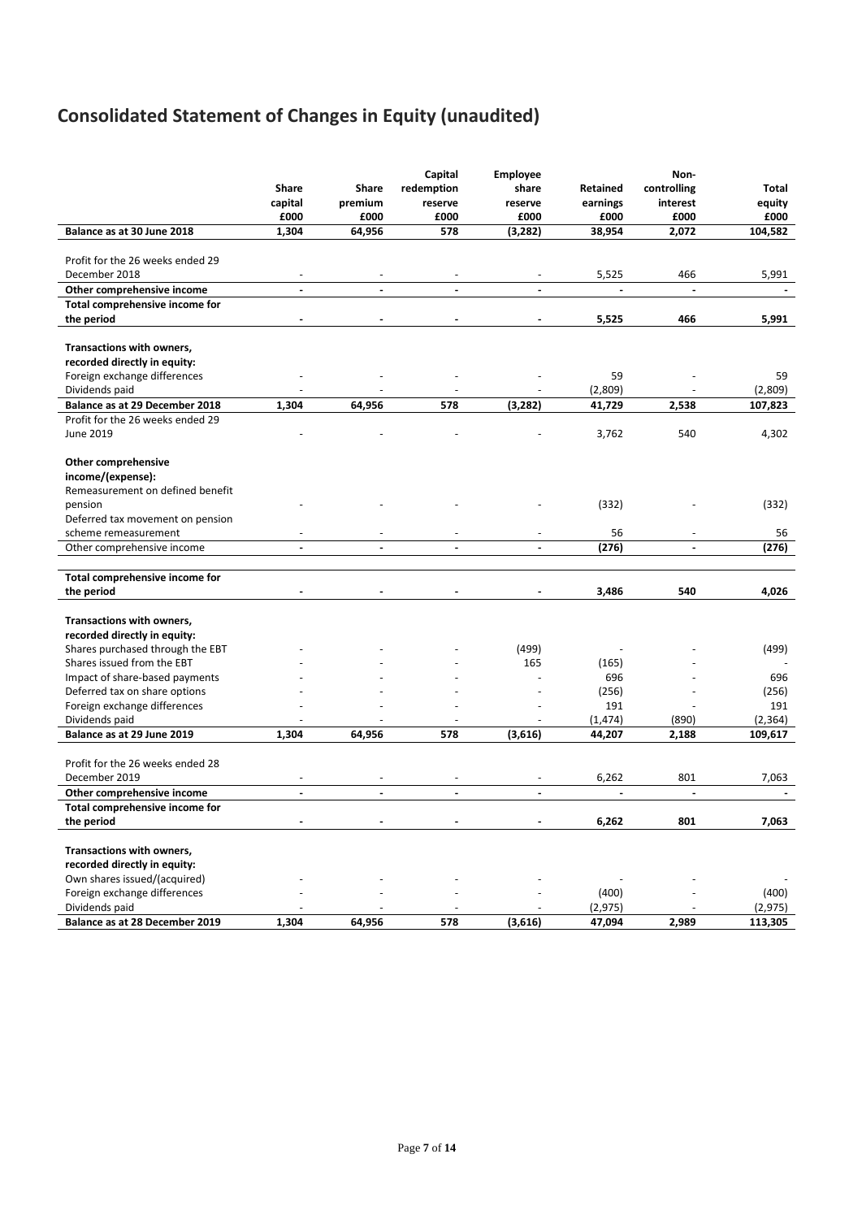# Consolidated Statement of Changes in Equity (unaudited)

| | Share capital £000 | Share premium £000 | Capital redemption reserve £000 | Employee share reserve £000 | Retained earnings £000 | Non-controlling interest £000 | Total equity £000 |
|---|---|---|---|---|---|---|---|
| **Balance as at 30 June 2018** | **1,304** | **64,956** | **578** | **(3,282)** | **38,954** | **2,072** | **104,582** |
| Profit for the 26 weeks ended 29 December 2018 | - | - | - | - | 5,525 | 466 | 5,991 |
| **Other comprehensive income** | **-** | **-** | **-** | **-** | **-** | **-** | **-** |
| **Total comprehensive income for the period** | **-** | **-** | **-** | **-** | **5,525** | **466** | **5,991** |
| **Transactions with owners, recorded directly in equity:** | | | | | | | |
| Foreign exchange differences | - | - | - | - | 59 | - | 59 |
| Dividends paid | - | - | - | - | (2,809) | - | (2,809) |
| **Balance as at 29 December 2018** | **1,304** | **64,956** | **578** | **(3,282)** | **41,729** | **2,538** | **107,823** |
| Profit for the 26 weeks ended 29 June 2019 | - | - | - | - | 3,762 | 540 | 4,302 |
| **Other comprehensive income/(expense):** | | | | | | | |
| Remeasurement on defined benefit pension | - | - | - | - | (332) | - | (332) |
| Deferred tax movement on pension scheme remeasurement | - | - | - | - | 56 | - | 56 |
| Other comprehensive income | **-** | **-** | **-** | **-** | **(276)** | **-** | **(276)** |
| **Total comprehensive income for the period** | **-** | **-** | **-** | **-** | **3,486** | **540** | **4,026** |
| **Transactions with owners, recorded directly in equity:** | | | | | | | |
| Shares purchased through the EBT | - | - | - | (499) | - | - | (499) |
| Shares issued from the EBT | - | - | - | 165 | (165) | - | - |
| Impact of share-based payments | - | - | - | - | 696 | - | 696 |
| Deferred tax on share options | - | - | - | - | (256) | - | (256) |
| Foreign exchange differences | - | - | - | - | 191 | - | 191 |
| Dividends paid | - | - | - | - | (1,474) | (890) | (2,364) |
| **Balance as at 29 June 2019** | **1,304** | **64,956** | **578** | **(3,616)** | **44,207** | **2,188** | **109,617** |
| Profit for the 26 weeks ended 28 December 2019 | - | - | - | - | 6,262 | 801 | 7,063 |
| **Other comprehensive income** | **-** | **-** | **-** | **-** | **-** | **-** | **-** |
| **Total comprehensive income for the period** | **-** | **-** | **-** | **-** | **6,262** | **801** | **7,063** |
| **Transactions with owners, recorded directly in equity:** | | | | | | | |
| Own shares issued/(acquired) | - | - | - | - | - | - | - |
| Foreign exchange differences | - | - | - | - | (400) | - | (400) |
| Dividends paid | - | - | - | - | (2,975) | - | (2,975) |
| **Balance as at 28 December 2019** | **1,304** | **64,956** | **578** | **(3,616)** | **47,094** | **2,989** | **113,305** |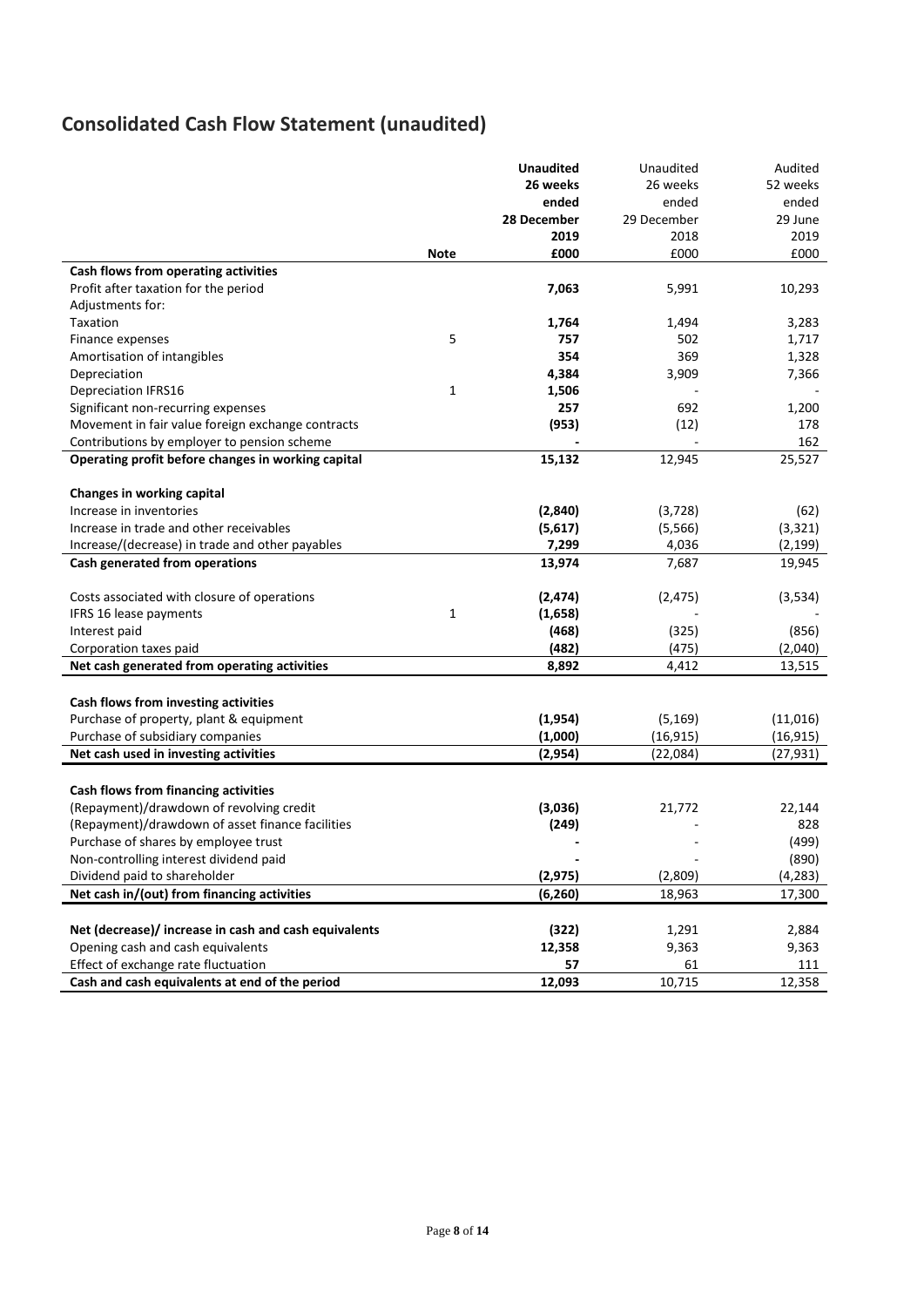# Consolidated Cash Flow Statement (unaudited)

| | Note | **Unaudited 26 weeks ended 28 December 2019 £000** | Unaudited 26 weeks ended 29 December 2018 £000 | Audited 52 weeks ended 29 June 2019 £000 |
|---|---|---|---|---|
| **Cash flows from operating activities** | | | | |
| Profit after taxation for the period | | **7,063** | 5,991 | 10,293 |
| Adjustments for: | | | | |
| Taxation | | **1,764** | 1,494 | 3,283 |
| Finance expenses | 5 | **757** | 502 | 1,717 |
| Amortisation of intangibles | | **354** | 369 | 1,328 |
| Depreciation | | **4,384** | 3,909 | 7,366 |
| Depreciation IFRS16 | 1 | **1,506** | - | - |
| Significant non-recurring expenses | | **257** | 692 | 1,200 |
| Movement in fair value foreign exchange contracts | | **(953)** | (12) | 178 |
| Contributions by employer to pension scheme | | **-** | - | 162 |
| **Operating profit before changes in working capital** | | **15,132** | 12,945 | 25,527 |
| | | | | |
| **Changes in working capital** | | | | |
| Increase in inventories | | **(2,840)** | (3,728) | (62) |
| Increase in trade and other receivables | | **(5,617)** | (5,566) | (3,321) |
| Increase/(decrease) in trade and other payables | | **7,299** | 4,036 | (2,199) |
| **Cash generated from operations** | | **13,974** | 7,687 | 19,945 |
| | | | | |
| Costs associated with closure of operations | | **(2,474)** | (2,475) | (3,534) |
| IFRS 16 lease payments | 1 | **(1,658)** | - | - |
| Interest paid | | **(468)** | (325) | (856) |
| Corporation taxes paid | | **(482)** | (475) | (2,040) |
| **Net cash generated from operating activities** | | **8,892** | 4,412 | 13,515 |
| | | | | |
| **Cash flows from investing activities** | | | | |
| Purchase of property, plant & equipment | | **(1,954)** | (5,169) | (11,016) |
| Purchase of subsidiary companies | | **(1,000)** | (16,915) | (16,915) |
| **Net cash used in investing activities** | | **(2,954)** | (22,084) | (27,931) |
| | | | | |
| **Cash flows from financing activities** | | | | |
| (Repayment)/drawdown of revolving credit | | **(3,036)** | 21,772 | 22,144 |
| (Repayment)/drawdown of asset finance facilities | | **(249)** | - | 828 |
| Purchase of shares by employee trust | | **-** | - | (499) |
| Non-controlling interest dividend paid | | **-** | - | (890) |
| Dividend paid to shareholder | | **(2,975)** | (2,809) | (4,283) |
| **Net cash in/(out) from financing activities** | | **(6,260)** | 18,963 | 17,300 |
| | | | | |
| **Net (decrease)/ increase in cash and cash equivalents** | | **(322)** | 1,291 | 2,884 |
| Opening cash and cash equivalents | | **12,358** | 9,363 | 9,363 |
| Effect of exchange rate fluctuation | | **57** | 61 | 111 |
| **Cash and cash equivalents at end of the period** | | **12,093** | 10,715 | 12,358 |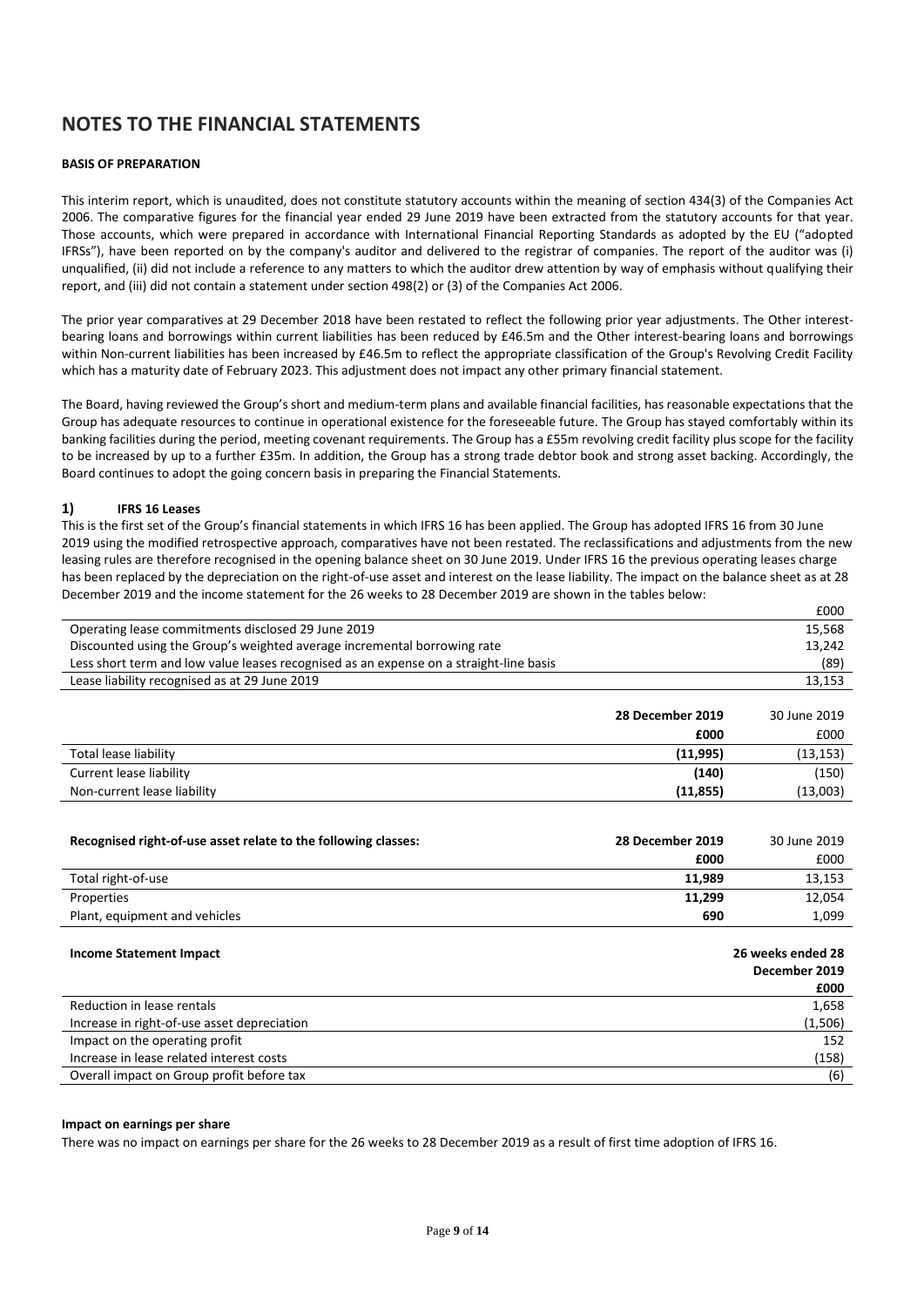# NOTES TO THE FINANCIAL STATEMENTS

**BASIS OF PREPARATION**

This interim report, which is unaudited, does not constitute statutory accounts within the meaning of section 434(3) of the Companies Act 2006. The comparative figures for the financial year ended 29 June 2019 have been extracted from the statutory accounts for that year. Those accounts, which were prepared in accordance with International Financial Reporting Standards as adopted by the EU ("adopted IFRSs"), have been reported on by the company's auditor and delivered to the registrar of companies. The report of the auditor was (i) unqualified, (ii) did not include a reference to any matters to which the auditor drew attention by way of emphasis without qualifying their report, and (iii) did not contain a statement under section 498(2) or (3) of the Companies Act 2006.

The prior year comparatives at 29 December 2018 have been restated to reflect the following prior year adjustments. The Other interest-bearing loans and borrowings within current liabilities has been reduced by £46.5m and the Other interest-bearing loans and borrowings within Non-current liabilities has been increased by £46.5m to reflect the appropriate classification of the Group's Revolving Credit Facility which has a maturity date of February 2023. This adjustment does not impact any other primary financial statement.

The Board, having reviewed the Group's short and medium-term plans and available financial facilities, has reasonable expectations that the Group has adequate resources to continue in operational existence for the foreseeable future. The Group has stayed comfortably within its banking facilities during the period, meeting covenant requirements. The Group has a £55m revolving credit facility plus scope for the facility to be increased by up to a further £35m. In addition, the Group has a strong trade debtor book and strong asset backing. Accordingly, the Board continues to adopt the going concern basis in preparing the Financial Statements.

## 1) IFRS 16 Leases

This is the first set of the Group's financial statements in which IFRS 16 has been applied. The Group has adopted IFRS 16 from 30 June 2019 using the modified retrospective approach, comparatives have not been restated. The reclassifications and adjustments from the new leasing rules are therefore recognised in the opening balance sheet on 30 June 2019. Under IFRS 16 the previous operating leases charge has been replaced by the depreciation on the right-of-use asset and interest on the lease liability. The impact on the balance sheet as at 28 December 2019 and the income statement for the 26 weeks to 28 December 2019 are shown in the tables below:

| | £000 |
|---|---|
| Operating lease commitments disclosed 29 June 2019 | 15,568 |
| Discounted using the Group's weighted average incremental borrowing rate | 13,242 |
| Less short term and low value leases recognised as an expense on a straight-line basis | (89) |
| Lease liability recognised as at 29 June 2019 | 13,153 |

| | **28 December 2019** | 30 June 2019 |
|---|---|---|
| | **£000** | £000 |
| Total lease liability | **(11,995)** | (13,153) |
| Current lease liability | **(140)** | (150) |
| Non-current lease liability | **(11,855)** | (13,003) |

| **Recognised right-of-use asset relate to the following classes:** | **28 December 2019** | 30 June 2019 |
|---|---|---|
| | **£000** | £000 |
| Total right-of-use | **11,989** | 13,153 |
| Properties | **11,299** | 12,054 |
| Plant, equipment and vehicles | **690** | 1,099 |

| **Income Statement Impact** | **26 weeks ended 28 December 2019** |
|---|---|
| | **£000** |
| Reduction in lease rentals | 1,658 |
| Increase in right-of-use asset depreciation | (1,506) |
| Impact on the operating profit | 152 |
| Increase in lease related interest costs | (158) |
| Overall impact on Group profit before tax | (6) |

**Impact on earnings per share**

There was no impact on earnings per share for the 26 weeks to 28 December 2019 as a result of first time adoption of IFRS 16.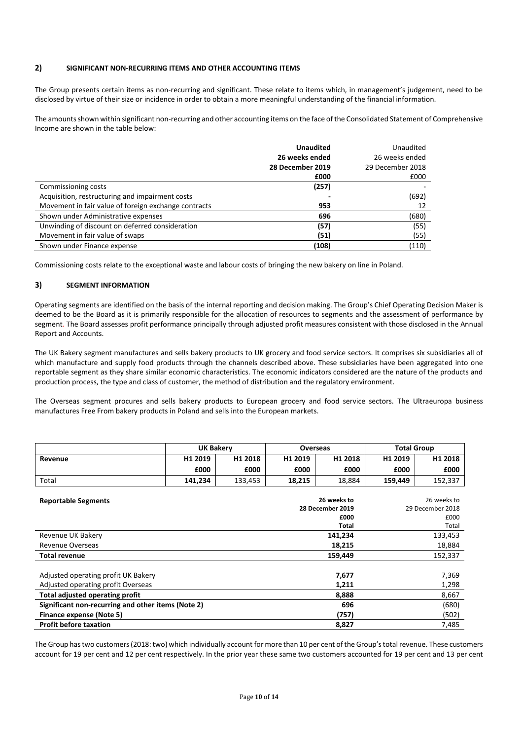## 2) SIGNIFICANT NON-RECURRING ITEMS AND OTHER ACCOUNTING ITEMS

The Group presents certain items as non-recurring and significant. These relate to items which, in management's judgement, need to be disclosed by virtue of their size or incidence in order to obtain a more meaningful understanding of the financial information.

The amounts shown within significant non-recurring and other accounting items on the face of the Consolidated Statement of Comprehensive Income are shown in the table below:

| | **Unaudited 26 weeks ended 28 December 2019 £000** | Unaudited 26 weeks ended 29 December 2018 £000 |
|---|---|---|
| Commissioning costs | **(257)** | - |
| Acquisition, restructuring and impairment costs | **-** | (692) |
| Movement in fair value of foreign exchange contracts | **953** | 12 |
| Shown under Administrative expenses | **696** | (680) |
| Unwinding of discount on deferred consideration | **(57)** | (55) |
| Movement in fair value of swaps | **(51)** | (55) |
| Shown under Finance expense | **(108)** | (110) |

Commissioning costs relate to the exceptional waste and labour costs of bringing the new bakery on line in Poland.

## 3) SEGMENT INFORMATION

Operating segments are identified on the basis of the internal reporting and decision making. The Group's Chief Operating Decision Maker is deemed to be the Board as it is primarily responsible for the allocation of resources to segments and the assessment of performance by segment. The Board assesses profit performance principally through adjusted profit measures consistent with those disclosed in the Annual Report and Accounts.

The UK Bakery segment manufactures and sells bakery products to UK grocery and food service sectors. It comprises six subsidiaries all of which manufacture and supply food products through the channels described above. These subsidiaries have been aggregated into one reportable segment as they share similar economic characteristics. The economic indicators considered are the nature of the products and production process, the type and class of customer, the method of distribution and the regulatory environment.

The Overseas segment procures and sells bakery products to European grocery and food service sectors. The Ultraeuropa business manufactures Free From bakery products in Poland and sells into the European markets.

| | **UK Bakery** | | **Overseas** | | **Total Group** | |
|---|---|---|---|---|---|---|
| **Revenue** | **H1 2019 £000** | **H1 2018 £000** | **H1 2019 £000** | **H1 2018 £000** | **H1 2019 £000** | **H1 2018 £000** |
| Total | **141,234** | 133,453 | **18,215** | 18,884 | **159,449** | 152,337 |

| **Reportable Segments** | **26 weeks to 28 December 2019 £000 Total** | 26 weeks to 29 December 2018 £000 Total |
|---|---|---|
| Revenue UK Bakery | **141,234** | 133,453 |
| Revenue Overseas | **18,215** | 18,884 |
| **Total revenue** | **159,449** | 152,337 |
| | | |
| Adjusted operating profit UK Bakery | **7,677** | 7,369 |
| Adjusted operating profit Overseas | **1,211** | 1,298 |
| **Total adjusted operating profit** | **8,888** | 8,667 |
| **Significant non-recurring and other items (Note 2)** | **696** | (680) |
| **Finance expense (Note 5)** | **(757)** | (502) |
| **Profit before taxation** | **8,827** | 7,485 |

The Group has two customers (2018: two) which individually account for more than 10 per cent of the Group's total revenue. These customers account for 19 per cent and 12 per cent respectively. In the prior year these same two customers accounted for 19 per cent and 13 per cent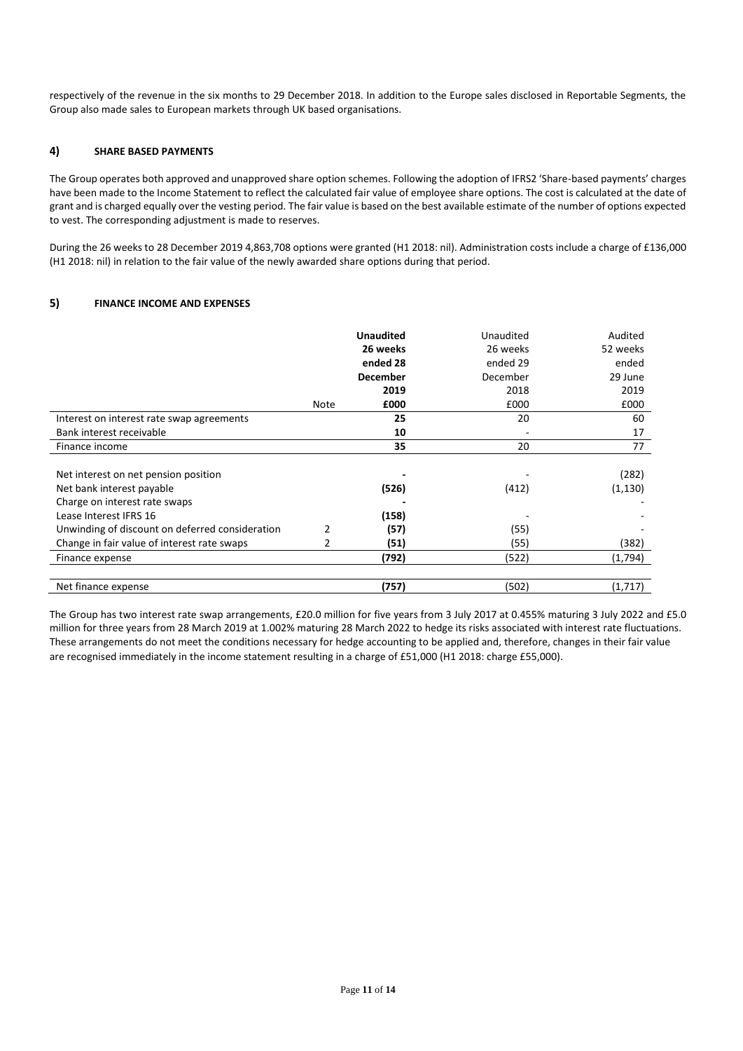respectively of the revenue in the six months to 29 December 2018. In addition to the Europe sales disclosed in Reportable Segments, the Group also made sales to European markets through UK based organisations.

## 4) SHARE BASED PAYMENTS

The Group operates both approved and unapproved share option schemes. Following the adoption of IFRS2 'Share-based payments' charges have been made to the Income Statement to reflect the calculated fair value of employee share options. The cost is calculated at the date of grant and is charged equally over the vesting period. The fair value is based on the best available estimate of the number of options expected to vest. The corresponding adjustment is made to reserves.

During the 26 weeks to 28 December 2019 4,863,708 options were granted (H1 2018: nil). Administration costs include a charge of £136,000 (H1 2018: nil) in relation to the fair value of the newly awarded share options during that period.

## 5) FINANCE INCOME AND EXPENSES

| | Note | **Unaudited 26 weeks ended 28 December 2019 £000** | Unaudited 26 weeks ended 29 December 2018 £000 | Audited 52 weeks ended 29 June 2019 £000 |
|---|---|---|---|---|
| Interest on interest rate swap agreements | | **25** | 20 | 60 |
| Bank interest receivable | | **10** | - | 17 |
| Finance income | | **35** | 20 | 77 |
| | | | | |
| Net interest on net pension position | | **-** | - | (282) |
| Net bank interest payable | | **(526)** | (412) | (1,130) |
| Charge on interest rate swaps | | **-** | | - |
| Lease Interest IFRS 16 | | **(158)** | - | - |
| Unwinding of discount on deferred consideration | 2 | **(57)** | (55) | - |
| Change in fair value of interest rate swaps | 2 | **(51)** | (55) | (382) |
| Finance expense | | **(792)** | (522) | (1,794) |
| | | | | |
| Net finance expense | | **(757)** | (502) | (1,717) |

The Group has two interest rate swap arrangements, £20.0 million for five years from 3 July 2017 at 0.455% maturing 3 July 2022 and £5.0 million for three years from 28 March 2019 at 1.002% maturing 28 March 2022 to hedge its risks associated with interest rate fluctuations. These arrangements do not meet the conditions necessary for hedge accounting to be applied and, therefore, changes in their fair value are recognised immediately in the income statement resulting in a charge of £51,000 (H1 2018: charge £55,000).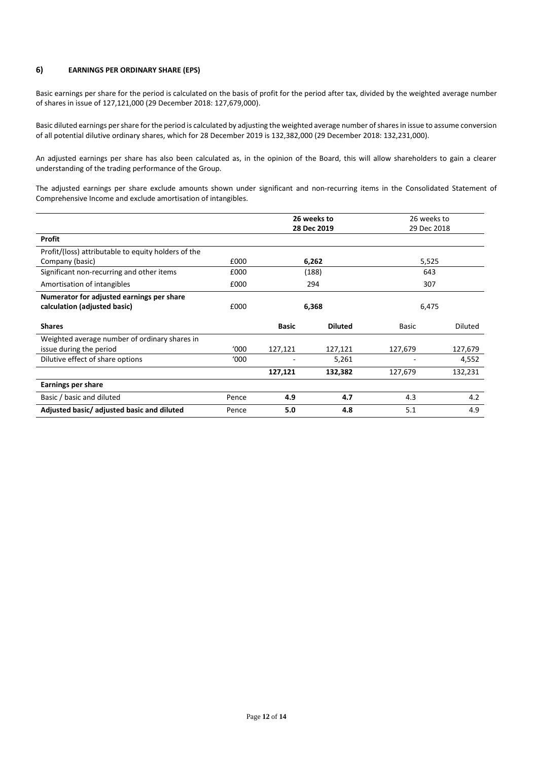## 6) EARNINGS PER ORDINARY SHARE (EPS)

Basic earnings per share for the period is calculated on the basis of profit for the period after tax, divided by the weighted average number of shares in issue of 127,121,000 (29 December 2018: 127,679,000).

Basic diluted earnings per share for the period is calculated by adjusting the weighted average number of shares in issue to assume conversion of all potential dilutive ordinary shares, which for 28 December 2019 is 132,382,000 (29 December 2018: 132,231,000).

An adjusted earnings per share has also been calculated as, in the opinion of the Board, this will allow shareholders to gain a clearer understanding of the trading performance of the Group.

The adjusted earnings per share exclude amounts shown under significant and non-recurring items in the Consolidated Statement of Comprehensive Income and exclude amortisation of intangibles.

| | | **26 weeks to 28 Dec 2019** | | 26 weeks to 29 Dec 2018 | |
|---|---|---|---|---|---|
| **Profit** | | | | | |
| Profit/(loss) attributable to equity holders of the Company (basic) | £000 | **6,262** | | 5,525 | |
| Significant non-recurring and other items | £000 | (188) | | 643 | |
| Amortisation of intangibles | £000 | 294 | | 307 | |
| **Numerator for adjusted earnings per share calculation (adjusted basic)** | £000 | **6,368** | | 6,475 | |
| **Shares** | | **Basic** | **Diluted** | Basic | Diluted |
| Weighted average number of ordinary shares in issue during the period | '000 | 127,121 | 127,121 | 127,679 | 127,679 |
| Dilutive effect of share options | '000 | - | 5,261 | - | 4,552 |
| | | **127,121** | **132,382** | 127,679 | 132,231 |
| **Earnings per share** | | | | | |
| Basic / basic and diluted | Pence | **4.9** | **4.7** | 4.3 | 4.2 |
| **Adjusted basic/ adjusted basic and diluted** | Pence | **5.0** | **4.8** | 5.1 | 4.9 |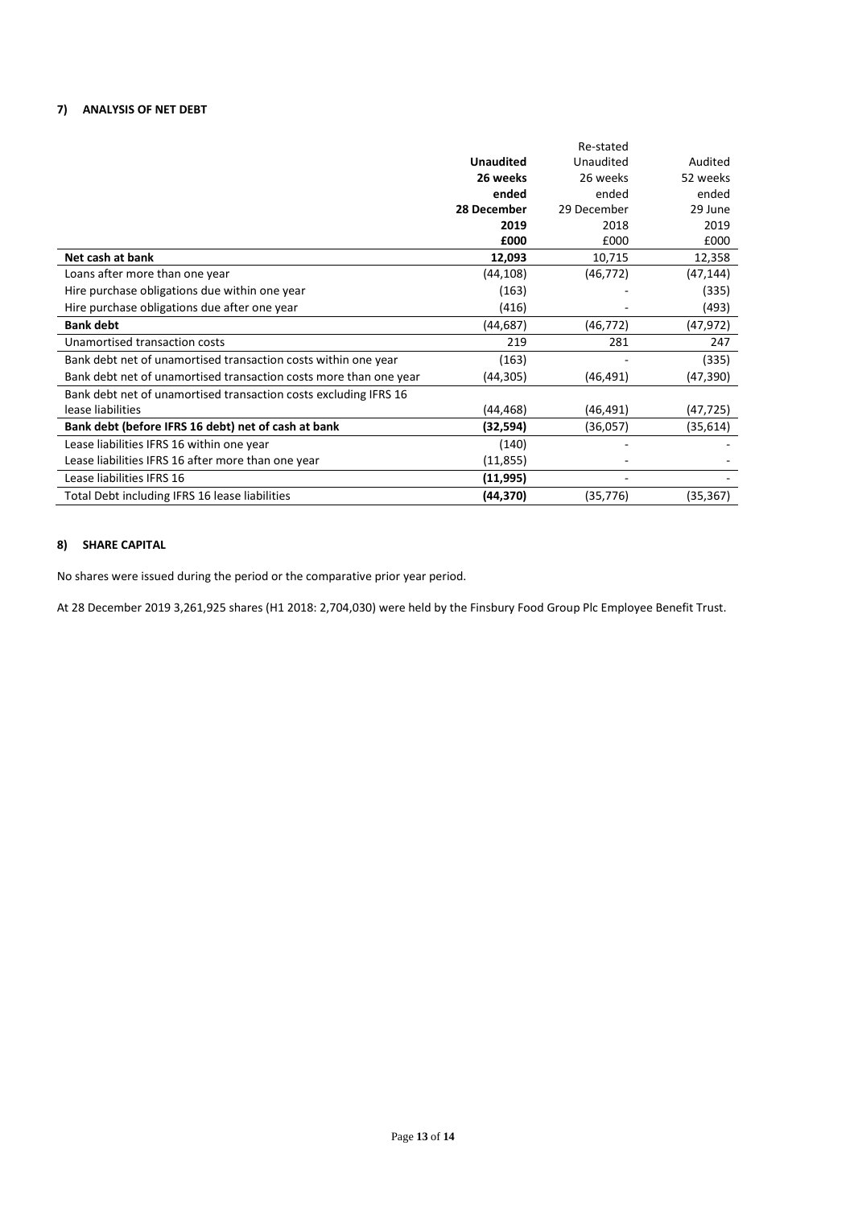## 7) ANALYSIS OF NET DEBT

| | **Unaudited 26 weeks ended 28 December 2019 £000** | Re-stated Unaudited 26 weeks ended 29 December 2018 £000 | Audited 52 weeks ended 29 June 2019 £000 |
|---|---|---|---|
| **Net cash at bank** | **12,093** | 10,715 | 12,358 |
| Loans after more than one year | (44,108) | (46,772) | (47,144) |
| Hire purchase obligations due within one year | (163) | - | (335) |
| Hire purchase obligations due after one year | (416) | - | (493) |
| **Bank debt** | (44,687) | (46,772) | (47,972) |
| Unamortised transaction costs | 219 | 281 | 247 |
| Bank debt net of unamortised transaction costs within one year | (163) | - | (335) |
| Bank debt net of unamortised transaction costs more than one year | (44,305) | (46,491) | (47,390) |
| Bank debt net of unamortised transaction costs excluding IFRS 16 lease liabilities | (44,468) | (46,491) | (47,725) |
| **Bank debt (before IFRS 16 debt) net of cash at bank** | **(32,594)** | (36,057) | (35,614) |
| Lease liabilities IFRS 16 within one year | (140) | - | - |
| Lease liabilities IFRS 16 after more than one year | (11,855) | - | - |
| Lease liabilities IFRS 16 | **(11,995)** | - | - |
| Total Debt including IFRS 16 lease liabilities | **(44,370)** | (35,776) | (35,367) |

## 8) SHARE CAPITAL

No shares were issued during the period or the comparative prior year period.

At 28 December 2019 3,261,925 shares (H1 2018: 2,704,030) were held by the Finsbury Food Group Plc Employee Benefit Trust.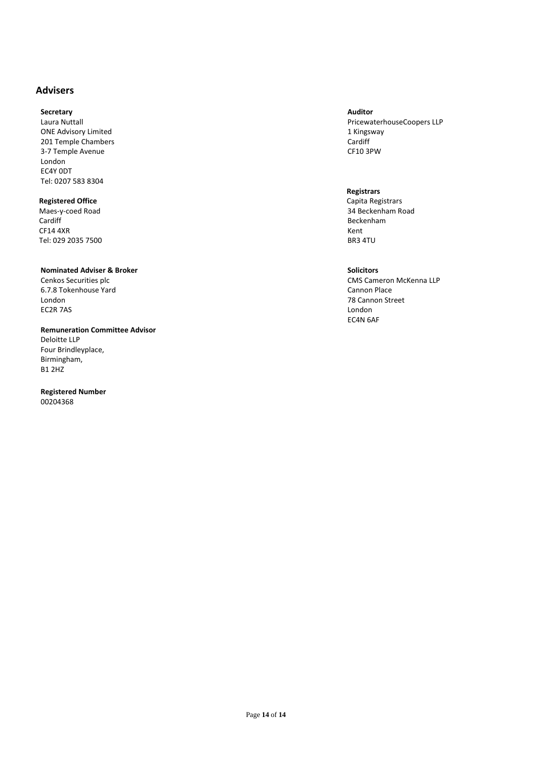## Advisers

**Secretary**
Laura Nuttall
ONE Advisory Limited
201 Temple Chambers
3-7 Temple Avenue
London
EC4Y 0DT
Tel: 0207 583 8304

**Registered Office**
Maes-y-coed Road
Cardiff
CF14 4XR
Tel: 029 2035 7500

**Nominated Adviser & Broker**
Cenkos Securities plc
6.7.8 Tokenhouse Yard
London
EC2R 7AS

**Remuneration Committee Advisor**
Deloitte LLP
Four Brindleyplace,
Birmingham,
B1 2HZ

**Registered Number**
00204368

**Auditor**
PricewaterhouseCoopers LLP
1 Kingsway
Cardiff
CF10 3PW

**Registrars**
Capita Registrars
34 Beckenham Road
Beckenham
Kent
BR3 4TU

**Solicitors**
CMS Cameron McKenna LLP
Cannon Place
78 Cannon Street
London
EC4N 6AF